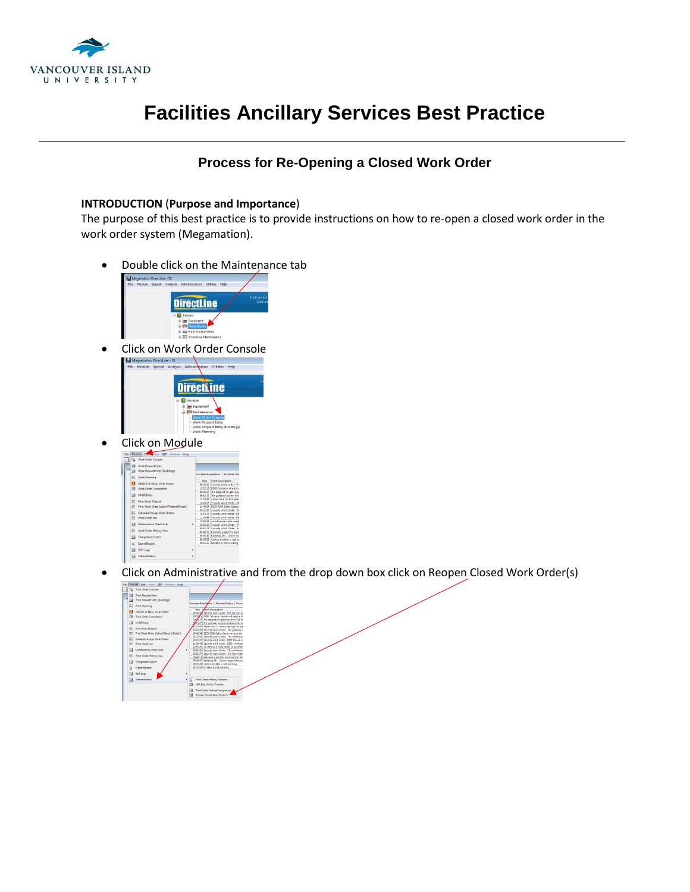VANCOUVER ISLAND UNIVERSITY

# Facilities Ancillary Services Best Practice

## Process for Re-Opening a Closed Work Order

**INTRODUCTION** (**Purpose and Importance**)

The purpose of this best practice is to provide instructions on how to re-open a closed work order in the work order system (Megamation).

- Double click on the Maintenance tab
- Click on Work Order Console
- Click on Module
- Click on Administrative and from the drop down box click on Reopen Closed Work Order(s)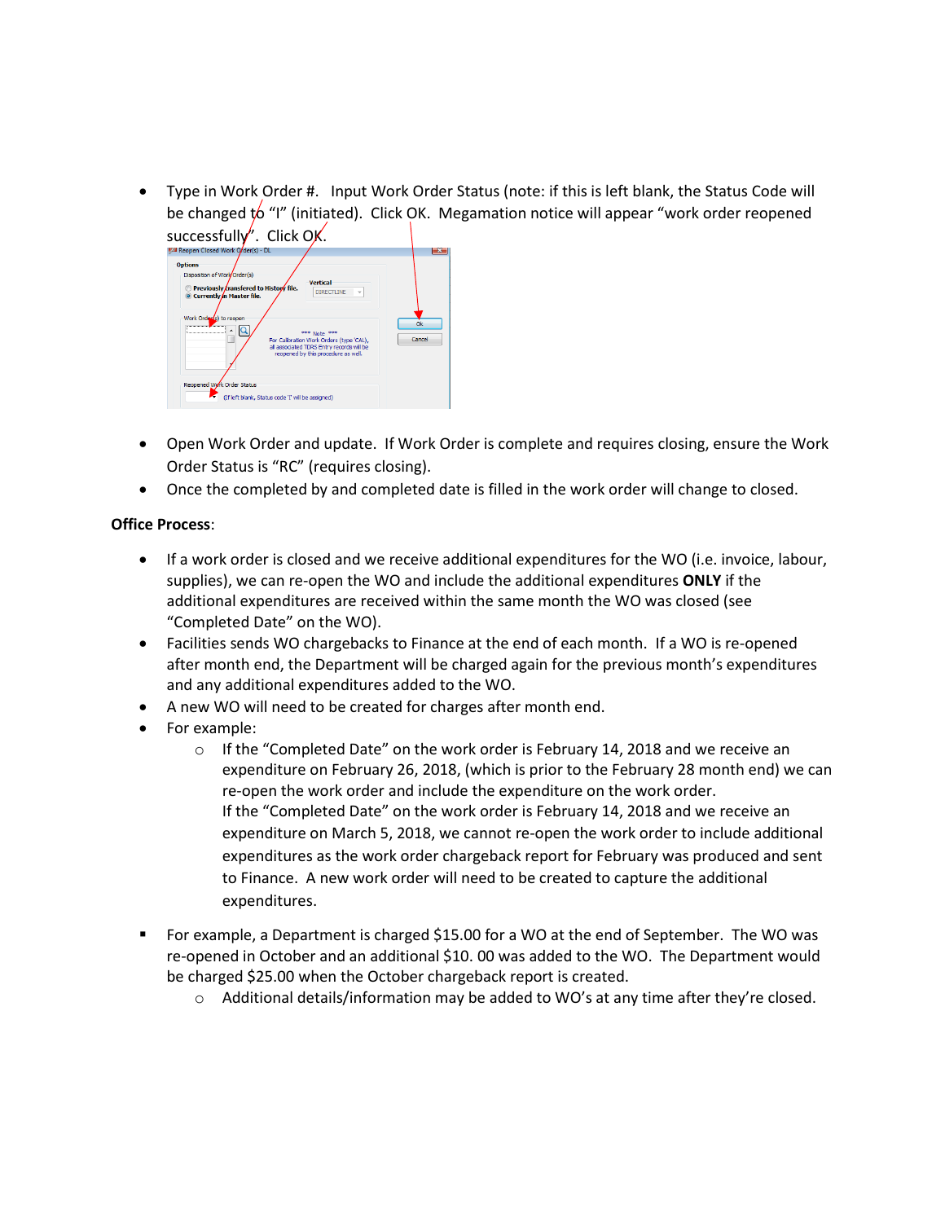- Type in Work Order #. Input Work Order Status (note: if this is left blank, the Status Code will be changed to "I" (initiated). Click OK. Megamation notice will appear "work order reopened successfully". Click OK.

- Open Work Order and update. If Work Order is complete and requires closing, ensure the Work Order Status is "RC" (requires closing).
- Once the completed by and completed date is filled in the work order will change to closed.

**Office Process**:

- If a work order is closed and we receive additional expenditures for the WO (i.e. invoice, labour, supplies), we can re-open the WO and include the additional expenditures **ONLY** if the additional expenditures are received within the same month the WO was closed (see "Completed Date" on the WO).
- Facilities sends WO chargebacks to Finance at the end of each month. If a WO is re-opened after month end, the Department will be charged again for the previous month's expenditures and any additional expenditures added to the WO.
- A new WO will need to be created for charges after month end.
- For example:
  - If the "Completed Date" on the work order is February 14, 2018 and we receive an expenditure on February 26, 2018, (which is prior to the February 28 month end) we can re-open the work order and include the expenditure on the work order.
    If the "Completed Date" on the work order is February 14, 2018 and we receive an expenditure on March 5, 2018, we cannot re-open the work order to include additional expenditures as the work order chargeback report for February was produced and sent to Finance. A new work order will need to be created to capture the additional expenditures.

- For example, a Department is charged $15.00 for a WO at the end of September. The WO was re-opened in October and an additional $10. 00 was added to the WO. The Department would be charged $25.00 when the October chargeback report is created.
  - Additional details/information may be added to WO's at any time after they're closed.